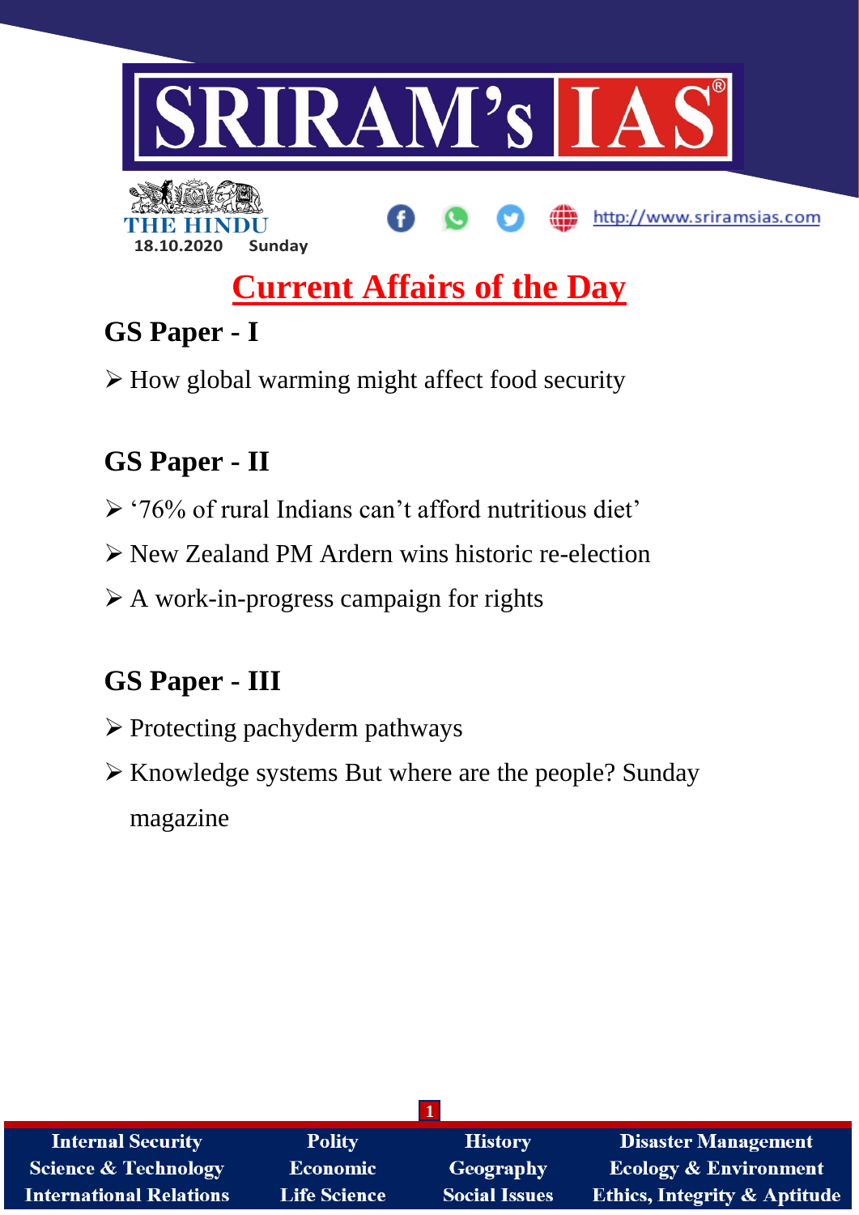THE HINDU

18.10.2020 Sunday

# Current Affairs of the Day

## GS Paper - I

- How global warming might affect food security

## GS Paper - II

- '76% of rural Indians can't afford nutritious diet'
- New Zealand PM Ardern wins historic re-election
- A work-in-progress campaign for rights

## GS Paper - III

- Protecting pachyderm pathways
- Knowledge systems But where are the people? Sunday magazine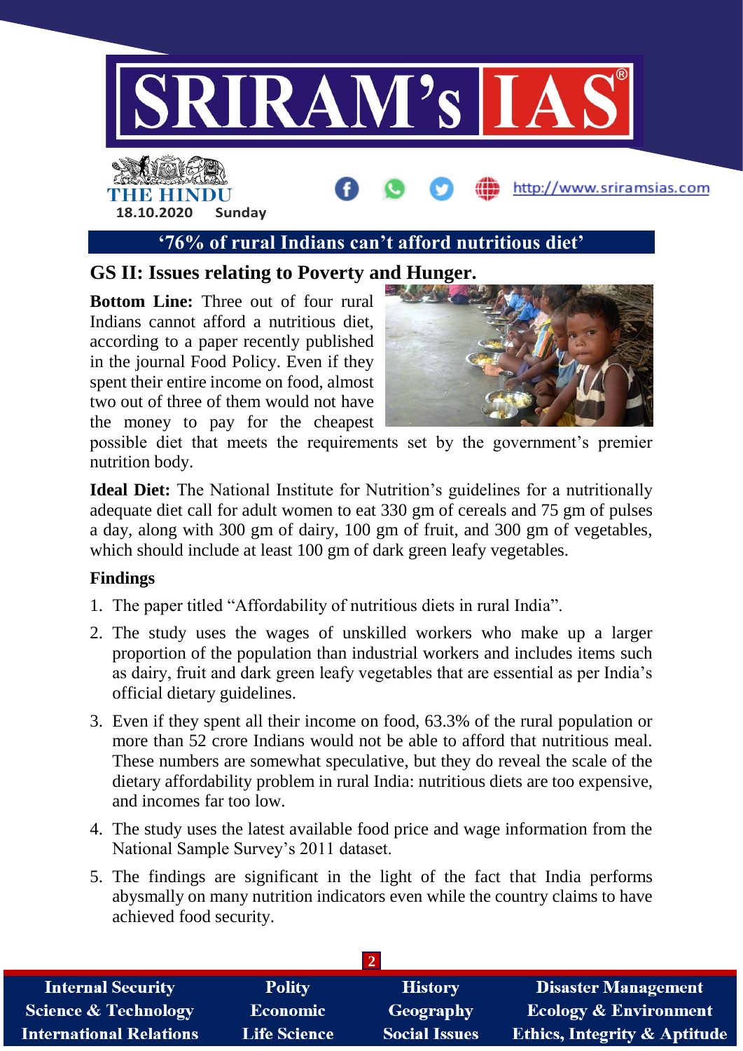## '76% of rural Indians can't afford nutritious diet'

### GS II: Issues relating to Poverty and Hunger.

**Bottom Line:** Three out of four rural Indians cannot afford a nutritious diet, according to a paper recently published in the journal Food Policy. Even if they spent their entire income on food, almost two out of three of them would not have the money to pay for the cheapest possible diet that meets the requirements set by the government's premier nutrition body.

**Ideal Diet:** The National Institute for Nutrition's guidelines for a nutritionally adequate diet call for adult women to eat 330 gm of cereals and 75 gm of pulses a day, along with 300 gm of dairy, 100 gm of fruit, and 300 gm of vegetables, which should include at least 100 gm of dark green leafy vegetables.

**Findings**

1. The paper titled "Affordability of nutritious diets in rural India".
2. The study uses the wages of unskilled workers who make up a larger proportion of the population than industrial workers and includes items such as dairy, fruit and dark green leafy vegetables that are essential as per India's official dietary guidelines.
3. Even if they spent all their income on food, 63.3% of the rural population or more than 52 crore Indians would not be able to afford that nutritious meal. These numbers are somewhat speculative, but they do reveal the scale of the dietary affordability problem in rural India: nutritious diets are too expensive, and incomes far too low.
4. The study uses the latest available food price and wage information from the National Sample Survey's 2011 dataset.
5. The findings are significant in the light of the fact that India performs abysmally on many nutrition indicators even while the country claims to have achieved food security.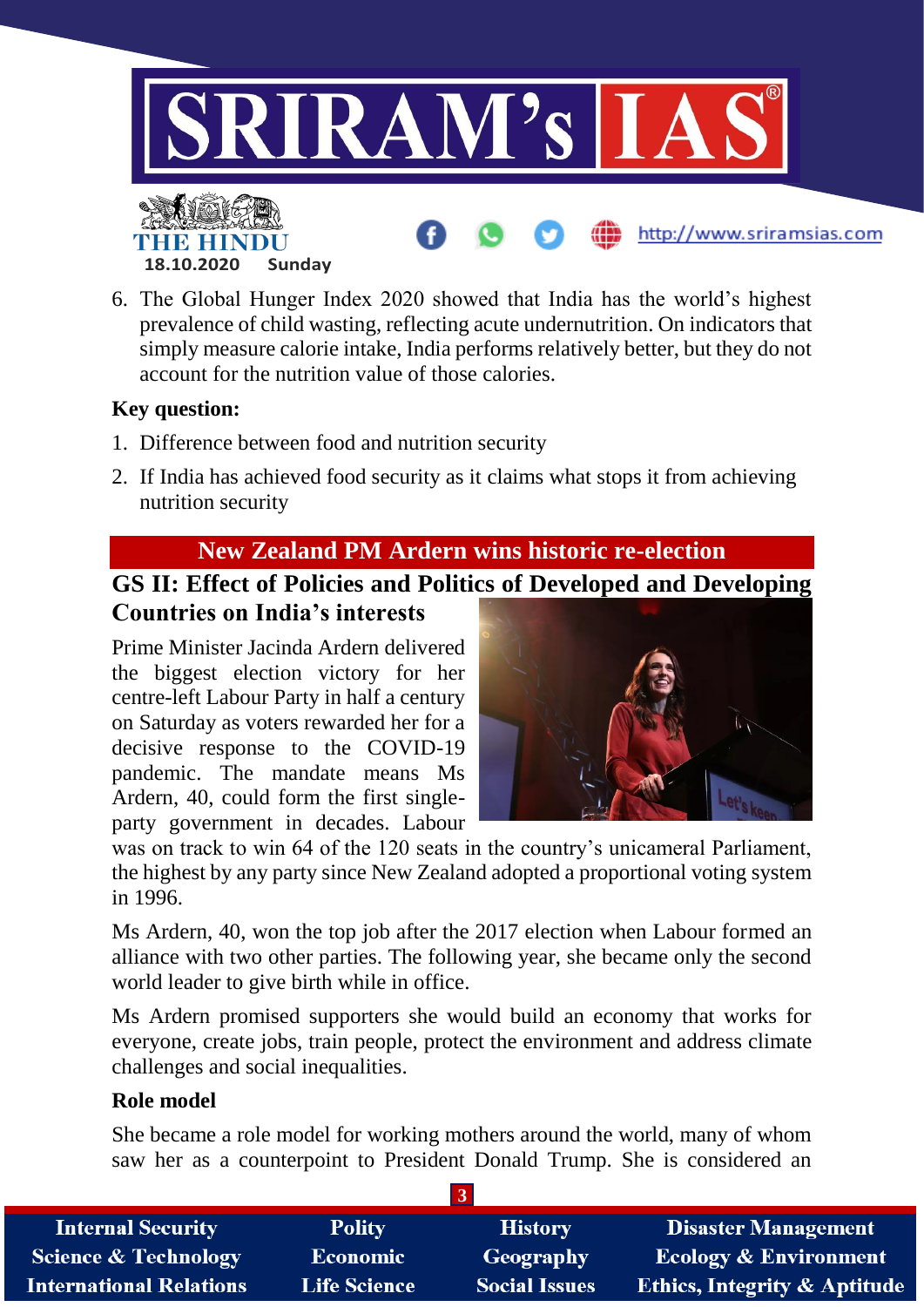6. The Global Hunger Index 2020 showed that India has the world's highest prevalence of child wasting, reflecting acute undernutrition. On indicators that simply measure calorie intake, India performs relatively better, but they do not account for the nutrition value of those calories.

**Key question:**

1. Difference between food and nutrition security
2. If India has achieved food security as it claims what stops it from achieving nutrition security

## New Zealand PM Ardern wins historic re-election

### GS II: Effect of Policies and Politics of Developed and Developing Countries on India's interests

Prime Minister Jacinda Ardern delivered the biggest election victory for her centre-left Labour Party in half a century on Saturday as voters rewarded her for a decisive response to the COVID-19 pandemic. The mandate means Ms Ardern, 40, could form the first single-party government in decades. Labour was on track to win 64 of the 120 seats in the country's unicameral Parliament, the highest by any party since New Zealand adopted a proportional voting system in 1996.

Ms Ardern, 40, won the top job after the 2017 election when Labour formed an alliance with two other parties. The following year, she became only the second world leader to give birth while in office.

Ms Ardern promised supporters she would build an economy that works for everyone, create jobs, train people, protect the environment and address climate challenges and social inequalities.

**Role model**

She became a role model for working mothers around the world, many of whom saw her as a counterpoint to President Donald Trump. She is considered an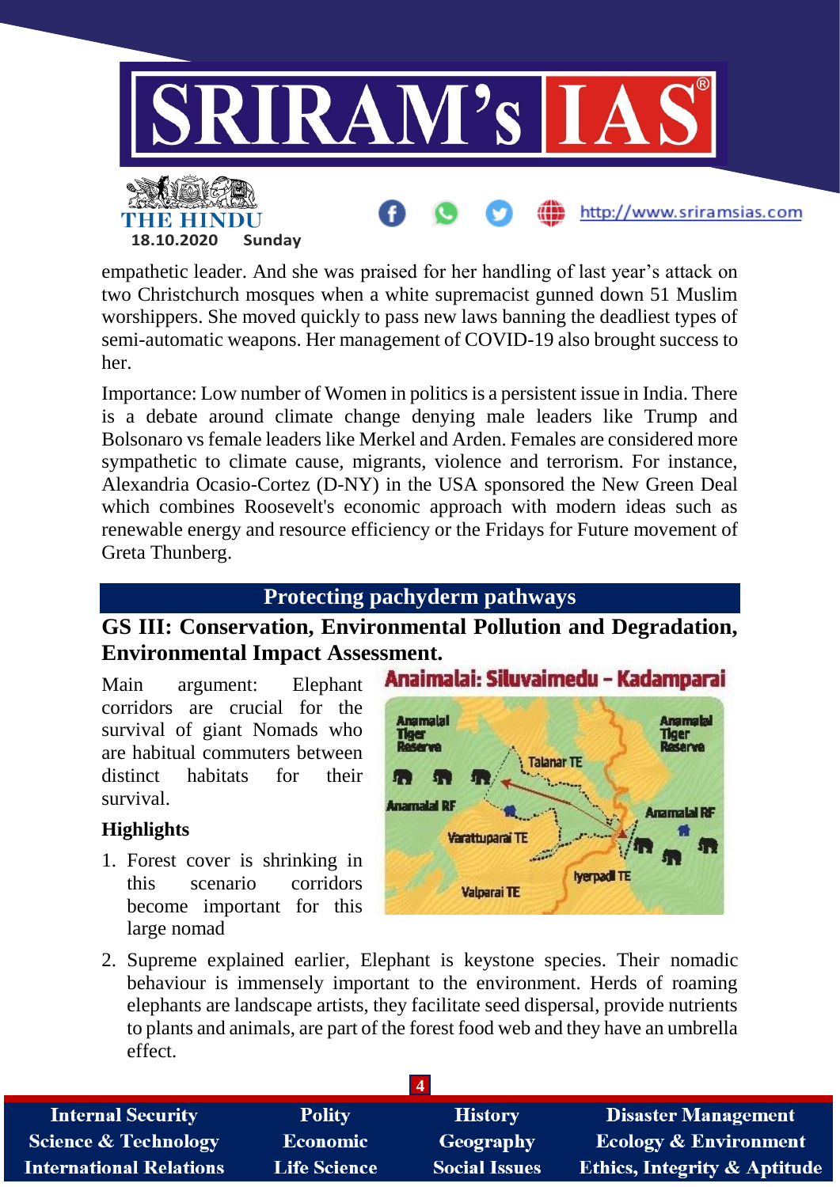empathetic leader. And she was praised for her handling of last year's attack on two Christchurch mosques when a white supremacist gunned down 51 Muslim worshippers. She moved quickly to pass new laws banning the deadliest types of semi-automatic weapons. Her management of COVID-19 also brought success to her.

Importance: Low number of Women in politics is a persistent issue in India. There is a debate around climate change denying male leaders like Trump and Bolsonaro vs female leaders like Merkel and Arden. Females are considered more sympathetic to climate cause, migrants, violence and terrorism. For instance, Alexandria Ocasio-Cortez (D-NY) in the USA sponsored the New Green Deal which combines Roosevelt's economic approach with modern ideas such as renewable energy and resource efficiency or the Fridays for Future movement of Greta Thunberg.

## Protecting pachyderm pathways

### GS III: Conservation, Environmental Pollution and Degradation, Environmental Impact Assessment.

Main argument: Elephant corridors are crucial for the survival of giant Nomads who are habitual commuters between distinct habitats for their survival.

**Anaimalai: Siluvaimedu – Kadamparai**

**Highlights**

1. Forest cover is shrinking in this scenario corridors become important for this large nomad
2. Supreme explained earlier, Elephant is keystone species. Their nomadic behaviour is immensely important to the environment. Herds of roaming elephants are landscape artists, they facilitate seed dispersal, provide nutrients to plants and animals, are part of the forest food web and they have an umbrella effect.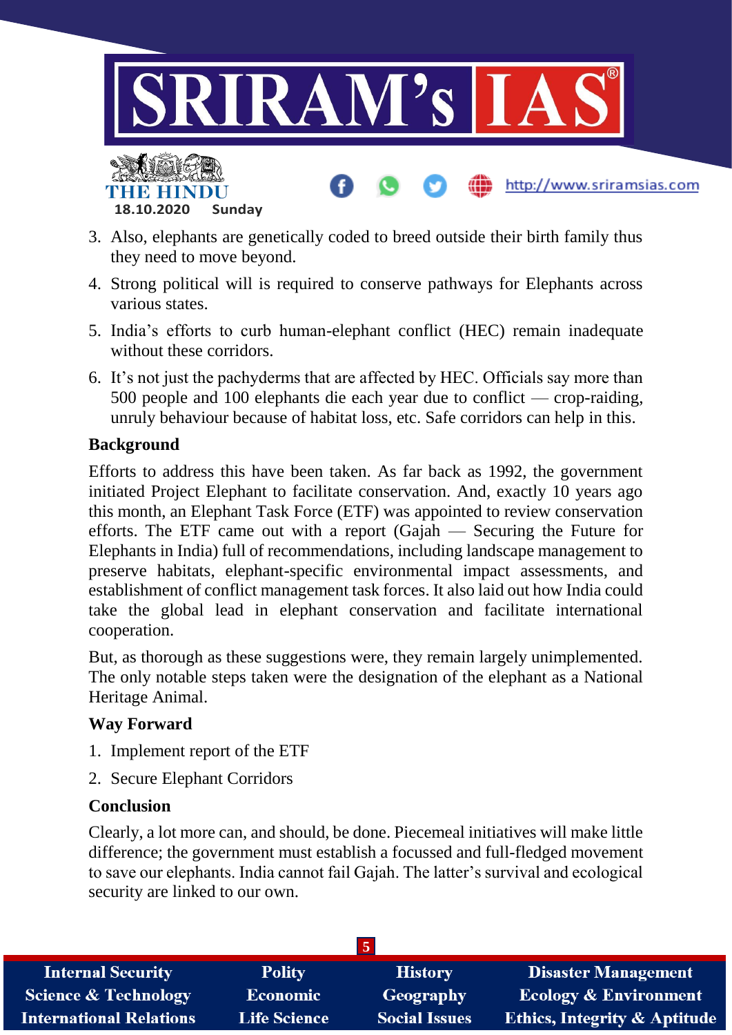3. Also, elephants are genetically coded to breed outside their birth family thus they need to move beyond.
4. Strong political will is required to conserve pathways for Elephants across various states.
5. India's efforts to curb human-elephant conflict (HEC) remain inadequate without these corridors.
6. It's not just the pachyderms that are affected by HEC. Officials say more than 500 people and 100 elephants die each year due to conflict — crop-raiding, unruly behaviour because of habitat loss, etc. Safe corridors can help in this.

**Background**

Efforts to address this have been taken. As far back as 1992, the government initiated Project Elephant to facilitate conservation. And, exactly 10 years ago this month, an Elephant Task Force (ETF) was appointed to review conservation efforts. The ETF came out with a report (Gajah — Securing the Future for Elephants in India) full of recommendations, including landscape management to preserve habitats, elephant-specific environmental impact assessments, and establishment of conflict management task forces. It also laid out how India could take the global lead in elephant conservation and facilitate international cooperation.

But, as thorough as these suggestions were, they remain largely unimplemented. The only notable steps taken were the designation of the elephant as a National Heritage Animal.

**Way Forward**

1. Implement report of the ETF
2. Secure Elephant Corridors

**Conclusion**

Clearly, a lot more can, and should, be done. Piecemeal initiatives will make little difference; the government must establish a focussed and full-fledged movement to save our elephants. India cannot fail Gajah. The latter's survival and ecological security are linked to our own.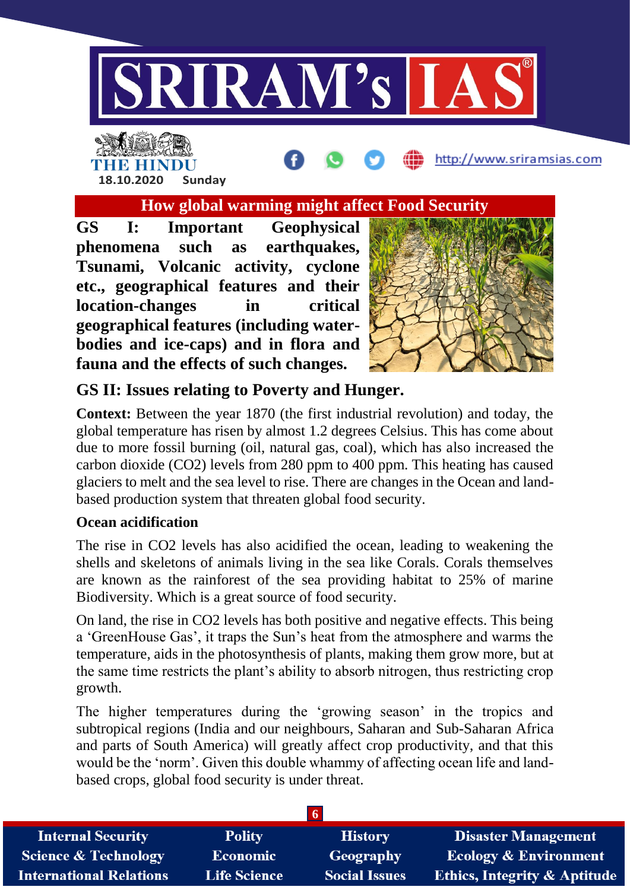## How global warming might affect Food Security

**GS I: Important Geophysical phenomena such as earthquakes, Tsunami, Volcanic activity, cyclone etc., geographical features and their location-changes in critical geographical features (including water-bodies and ice-caps) and in flora and fauna and the effects of such changes.**

### GS II: Issues relating to Poverty and Hunger.

**Context:** Between the year 1870 (the first industrial revolution) and today, the global temperature has risen by almost 1.2 degrees Celsius. This has come about due to more fossil burning (oil, natural gas, coal), which has also increased the carbon dioxide ($CO_2$) levels from 280 ppm to 400 ppm. This heating has caused glaciers to melt and the sea level to rise. There are changes in the Ocean and land-based production system that threaten global food security.

**Ocean acidification**

The rise in $CO_2$ levels has also acidified the ocean, leading to weakening the shells and skeletons of animals living in the sea like Corals. Corals themselves are known as the rainforest of the sea providing habitat to 25% of marine Biodiversity. Which is a great source of food security.

On land, the rise in $CO_2$ levels has both positive and negative effects. This being a 'GreenHouse Gas', it traps the Sun's heat from the atmosphere and warms the temperature, aids in the photosynthesis of plants, making them grow more, but at the same time restricts the plant's ability to absorb nitrogen, thus restricting crop growth.

The higher temperatures during the 'growing season' in the tropics and subtropical regions (India and our neighbours, Saharan and Sub-Saharan Africa and parts of South America) will greatly affect crop productivity, and that this would be the 'norm'. Given this double whammy of affecting ocean life and land-based crops, global food security is under threat.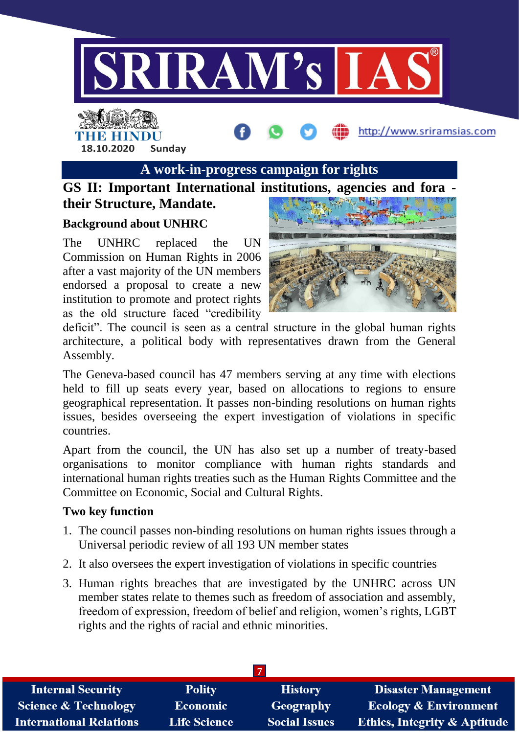## A work-in-progress campaign for rights

### GS II: Important International institutions, agencies and fora - their Structure, Mandate.

**Background about UNHRC**

The UNHRC replaced the UN Commission on Human Rights in 2006 after a vast majority of the UN members endorsed a proposal to create a new institution to promote and protect rights as the old structure faced "credibility deficit". The council is seen as a central structure in the global human rights architecture, a political body with representatives drawn from the General Assembly.

The Geneva-based council has 47 members serving at any time with elections held to fill up seats every year, based on allocations to regions to ensure geographical representation. It passes non-binding resolutions on human rights issues, besides overseeing the expert investigation of violations in specific countries.

Apart from the council, the UN has also set up a number of treaty-based organisations to monitor compliance with human rights standards and international human rights treaties such as the Human Rights Committee and the Committee on Economic, Social and Cultural Rights.

**Two key function**

1. The council passes non-binding resolutions on human rights issues through a Universal periodic review of all 193 UN member states
2. It also oversees the expert investigation of violations in specific countries
3. Human rights breaches that are investigated by the UNHRC across UN member states relate to themes such as freedom of association and assembly, freedom of expression, freedom of belief and religion, women's rights, LGBT rights and the rights of racial and ethnic minorities.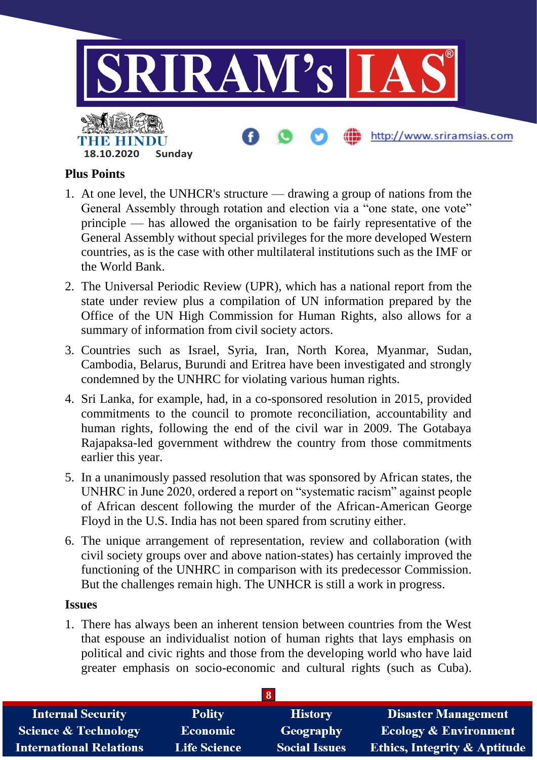**Plus Points**

1. At one level, the UNHCR's structure — drawing a group of nations from the General Assembly through rotation and election via a "one state, one vote" principle — has allowed the organisation to be fairly representative of the General Assembly without special privileges for the more developed Western countries, as is the case with other multilateral institutions such as the IMF or the World Bank.
2. The Universal Periodic Review (UPR), which has a national report from the state under review plus a compilation of UN information prepared by the Office of the UN High Commission for Human Rights, also allows for a summary of information from civil society actors.
3. Countries such as Israel, Syria, Iran, North Korea, Myanmar, Sudan, Cambodia, Belarus, Burundi and Eritrea have been investigated and strongly condemned by the UNHRC for violating various human rights.
4. Sri Lanka, for example, had, in a co-sponsored resolution in 2015, provided commitments to the council to promote reconciliation, accountability and human rights, following the end of the civil war in 2009. The Gotabaya Rajapaksa-led government withdrew the country from those commitments earlier this year.
5. In a unanimously passed resolution that was sponsored by African states, the UNHRC in June 2020, ordered a report on "systematic racism" against people of African descent following the murder of the African-American George Floyd in the U.S. India has not been spared from scrutiny either.
6. The unique arrangement of representation, review and collaboration (with civil society groups over and above nation-states) has certainly improved the functioning of the UNHRC in comparison with its predecessor Commission. But the challenges remain high. The UNHCR is still a work in progress.

**Issues**

1. There has always been an inherent tension between countries from the West that espouse an individualist notion of human rights that lays emphasis on political and civic rights and those from the developing world who have laid greater emphasis on socio-economic and cultural rights (such as Cuba).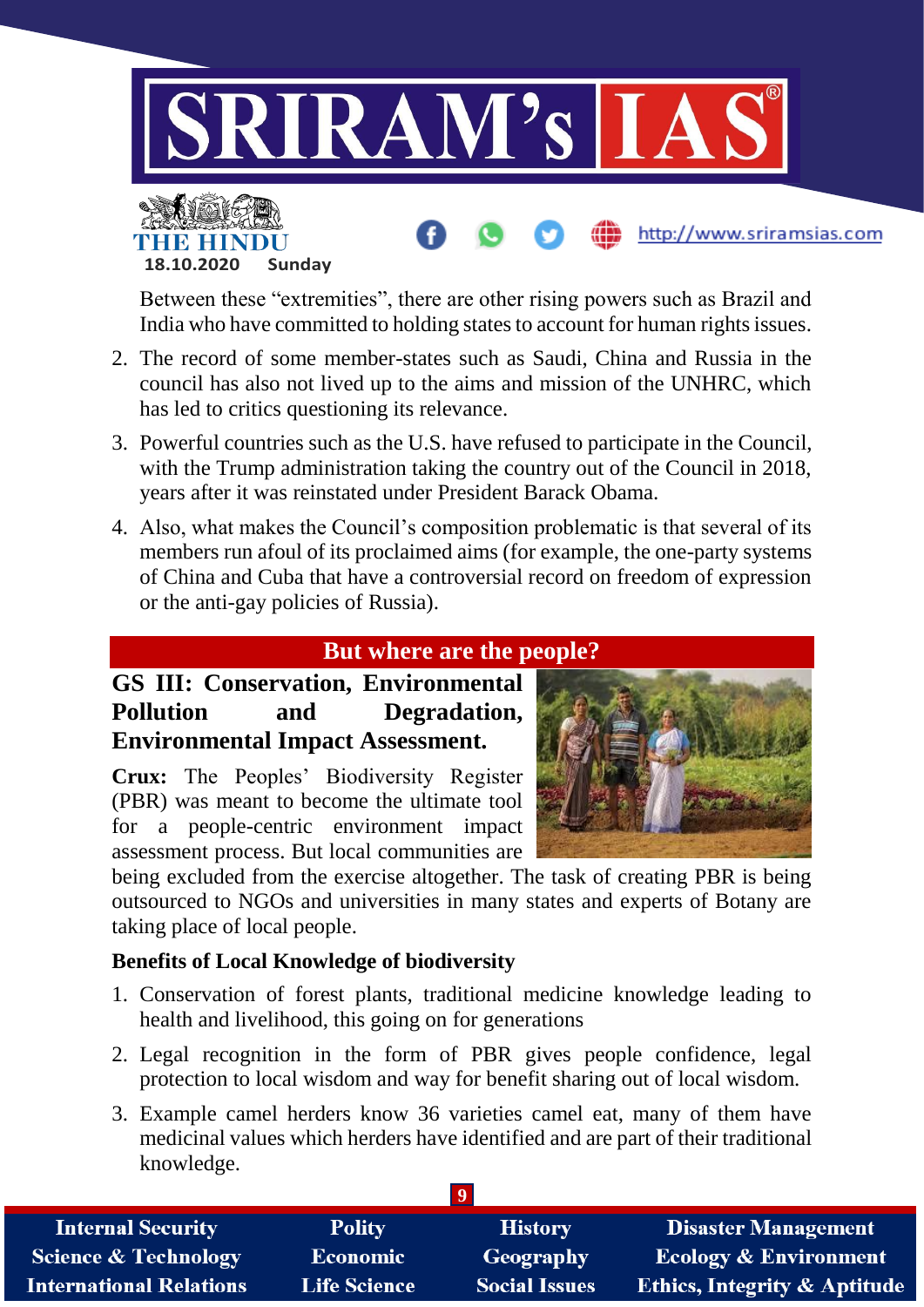Between these "extremities", there are other rising powers such as Brazil and India who have committed to holding states to account for human rights issues.

2. The record of some member-states such as Saudi, China and Russia in the council has also not lived up to the aims and mission of the UNHRC, which has led to critics questioning its relevance.
3. Powerful countries such as the U.S. have refused to participate in the Council, with the Trump administration taking the country out of the Council in 2018, years after it was reinstated under President Barack Obama.
4. Also, what makes the Council's composition problematic is that several of its members run afoul of its proclaimed aims (for example, the one-party systems of China and Cuba that have a controversial record on freedom of expression or the anti-gay policies of Russia).

## But where are the people?

**GS III: Conservation, Environmental Pollution and Degradation, Environmental Impact Assessment.**

**Crux:** The Peoples' Biodiversity Register (PBR) was meant to become the ultimate tool for a people-centric environment impact assessment process. But local communities are being excluded from the exercise altogether. The task of creating PBR is being outsourced to NGOs and universities in many states and experts of Botany are taking place of local people.

### Benefits of Local Knowledge of biodiversity

1. Conservation of forest plants, traditional medicine knowledge leading to health and livelihood, this going on for generations
2. Legal recognition in the form of PBR gives people confidence, legal protection to local wisdom and way for benefit sharing out of local wisdom.
3. Example camel herders know 36 varieties camel eat, many of them have medicinal values which herders have identified and are part of their traditional knowledge.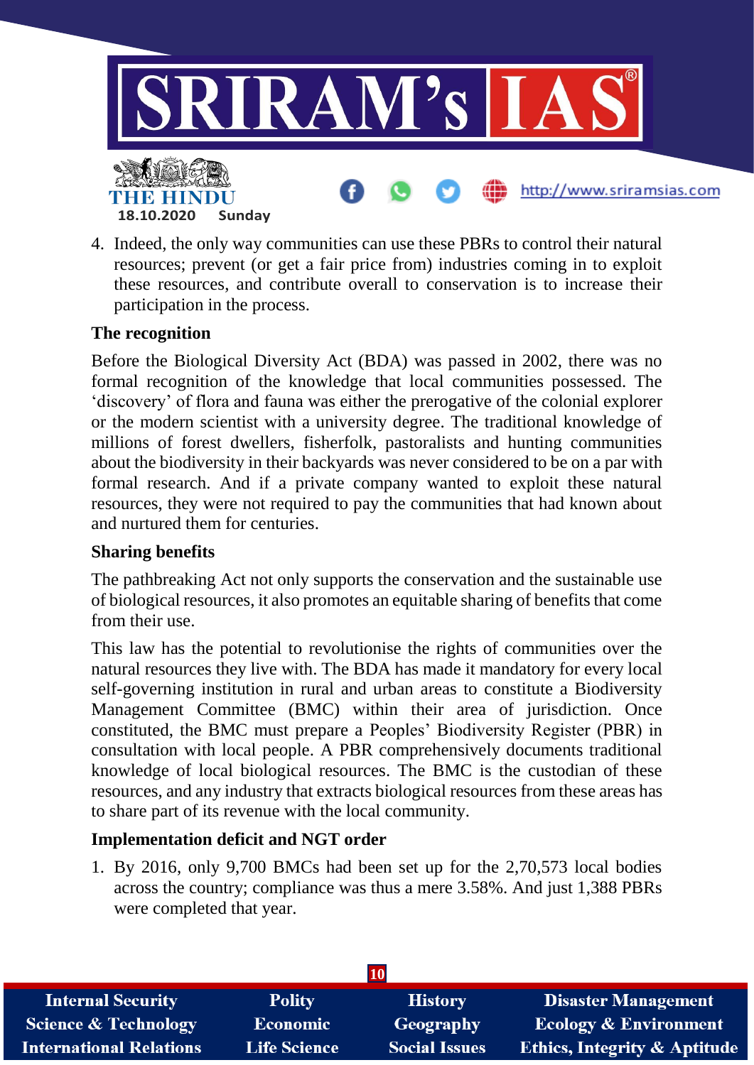4. Indeed, the only way communities can use these PBRs to control their natural resources; prevent (or get a fair price from) industries coming in to exploit these resources, and contribute overall to conservation is to increase their participation in the process.

### The recognition

Before the Biological Diversity Act (BDA) was passed in 2002, there was no formal recognition of the knowledge that local communities possessed. The 'discovery' of flora and fauna was either the prerogative of the colonial explorer or the modern scientist with a university degree. The traditional knowledge of millions of forest dwellers, fisherfolk, pastoralists and hunting communities about the biodiversity in their backyards was never considered to be on a par with formal research. And if a private company wanted to exploit these natural resources, they were not required to pay the communities that had known about and nurtured them for centuries.

### Sharing benefits

The pathbreaking Act not only supports the conservation and the sustainable use of biological resources, it also promotes an equitable sharing of benefits that come from their use.

This law has the potential to revolutionise the rights of communities over the natural resources they live with. The BDA has made it mandatory for every local self-governing institution in rural and urban areas to constitute a Biodiversity Management Committee (BMC) within their area of jurisdiction. Once constituted, the BMC must prepare a Peoples' Biodiversity Register (PBR) in consultation with local people. A PBR comprehensively documents traditional knowledge of local biological resources. The BMC is the custodian of these resources, and any industry that extracts biological resources from these areas has to share part of its revenue with the local community.

### Implementation deficit and NGT order

1. By 2016, only 9,700 BMCs had been set up for the 2,70,573 local bodies across the country; compliance was thus a mere 3.58%. And just 1,388 PBRs were completed that year.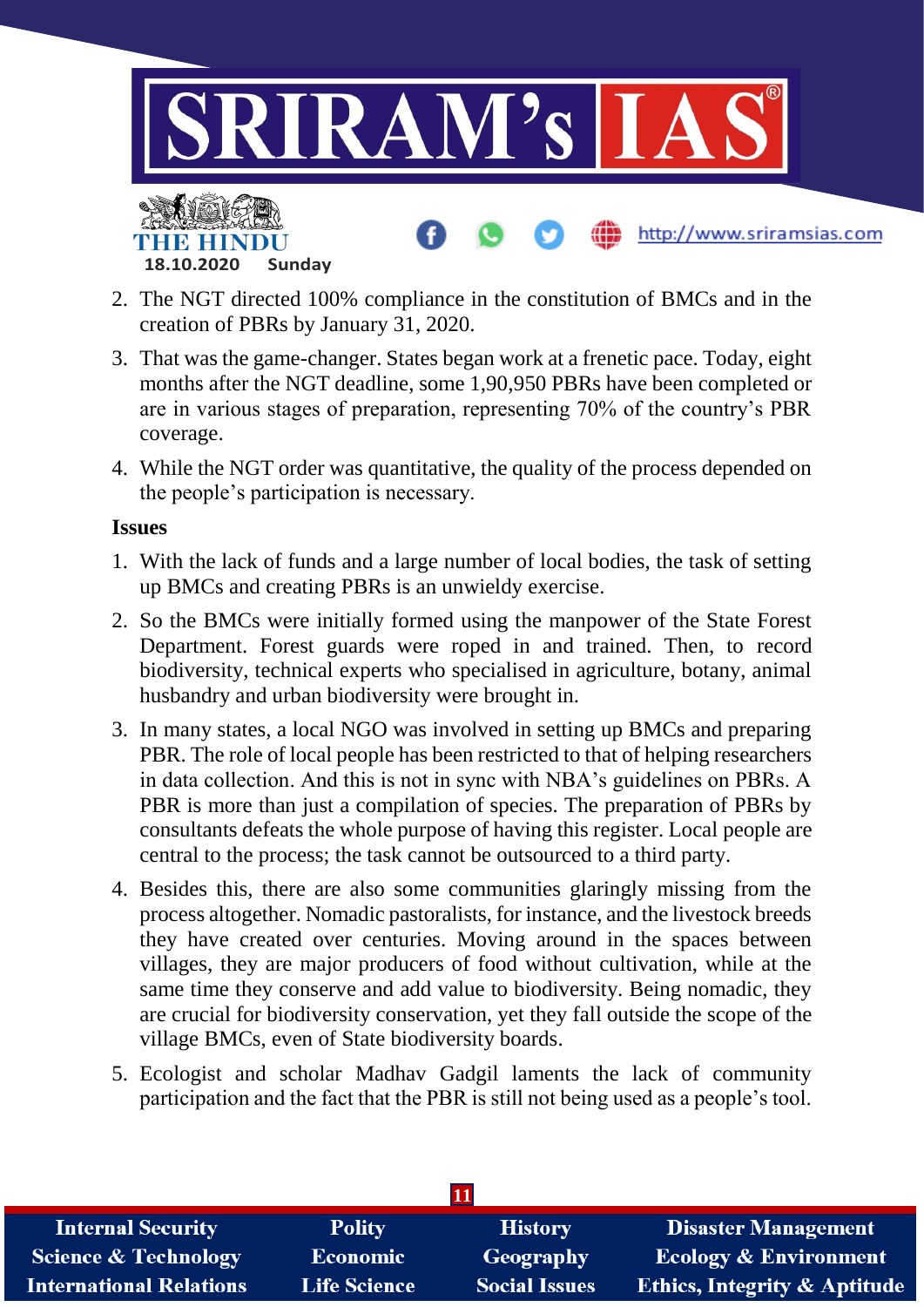2. The NGT directed 100% compliance in the constitution of BMCs and in the creation of PBRs by January 31, 2020.
3. That was the game-changer. States began work at a frenetic pace. Today, eight months after the NGT deadline, some 1,90,950 PBRs have been completed or are in various stages of preparation, representing 70% of the country's PBR coverage.
4. While the NGT order was quantitative, the quality of the process depended on the people's participation is necessary.

**Issues**

1. With the lack of funds and a large number of local bodies, the task of setting up BMCs and creating PBRs is an unwieldy exercise.
2. So the BMCs were initially formed using the manpower of the State Forest Department. Forest guards were roped in and trained. Then, to record biodiversity, technical experts who specialised in agriculture, botany, animal husbandry and urban biodiversity were brought in.
3. In many states, a local NGO was involved in setting up BMCs and preparing PBR. The role of local people has been restricted to that of helping researchers in data collection. And this is not in sync with NBA's guidelines on PBRs. A PBR is more than just a compilation of species. The preparation of PBRs by consultants defeats the whole purpose of having this register. Local people are central to the process; the task cannot be outsourced to a third party.
4. Besides this, there are also some communities glaringly missing from the process altogether. Nomadic pastoralists, for instance, and the livestock breeds they have created over centuries. Moving around in the spaces between villages, they are major producers of food without cultivation, while at the same time they conserve and add value to biodiversity. Being nomadic, they are crucial for biodiversity conservation, yet they fall outside the scope of the village BMCs, even of State biodiversity boards.
5. Ecologist and scholar Madhav Gadgil laments the lack of community participation and the fact that the PBR is still not being used as a people's tool.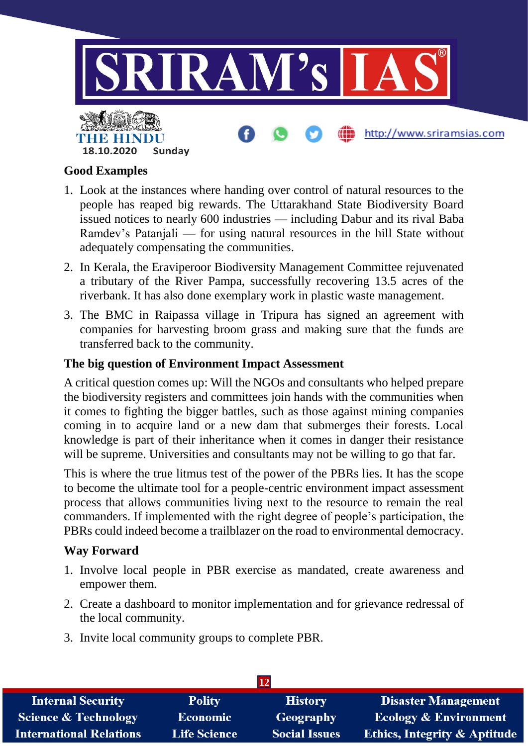## Good Examples

1. Look at the instances where handing over control of natural resources to the people has reaped big rewards. The Uttarakhand State Biodiversity Board issued notices to nearly 600 industries — including Dabur and its rival Baba Ramdev's Patanjali — for using natural resources in the hill State without adequately compensating the communities.
2. In Kerala, the Eraviperoor Biodiversity Management Committee rejuvenated a tributary of the River Pampa, successfully recovering 13.5 acres of the riverbank. It has also done exemplary work in plastic waste management.
3. The BMC in Raipassa village in Tripura has signed an agreement with companies for harvesting broom grass and making sure that the funds are transferred back to the community.

## The big question of Environment Impact Assessment

A critical question comes up: Will the NGOs and consultants who helped prepare the biodiversity registers and committees join hands with the communities when it comes to fighting the bigger battles, such as those against mining companies coming in to acquire land or a new dam that submerges their forests. Local knowledge is part of their inheritance when it comes in danger their resistance will be supreme. Universities and consultants may not be willing to go that far.

This is where the true litmus test of the power of the PBRs lies. It has the scope to become the ultimate tool for a people-centric environment impact assessment process that allows communities living next to the resource to remain the real commanders. If implemented with the right degree of people's participation, the PBRs could indeed become a trailblazer on the road to environmental democracy.

## Way Forward

1. Involve local people in PBR exercise as mandated, create awareness and empower them.
2. Create a dashboard to monitor implementation and for grievance redressal of the local community.
3. Invite local community groups to complete PBR.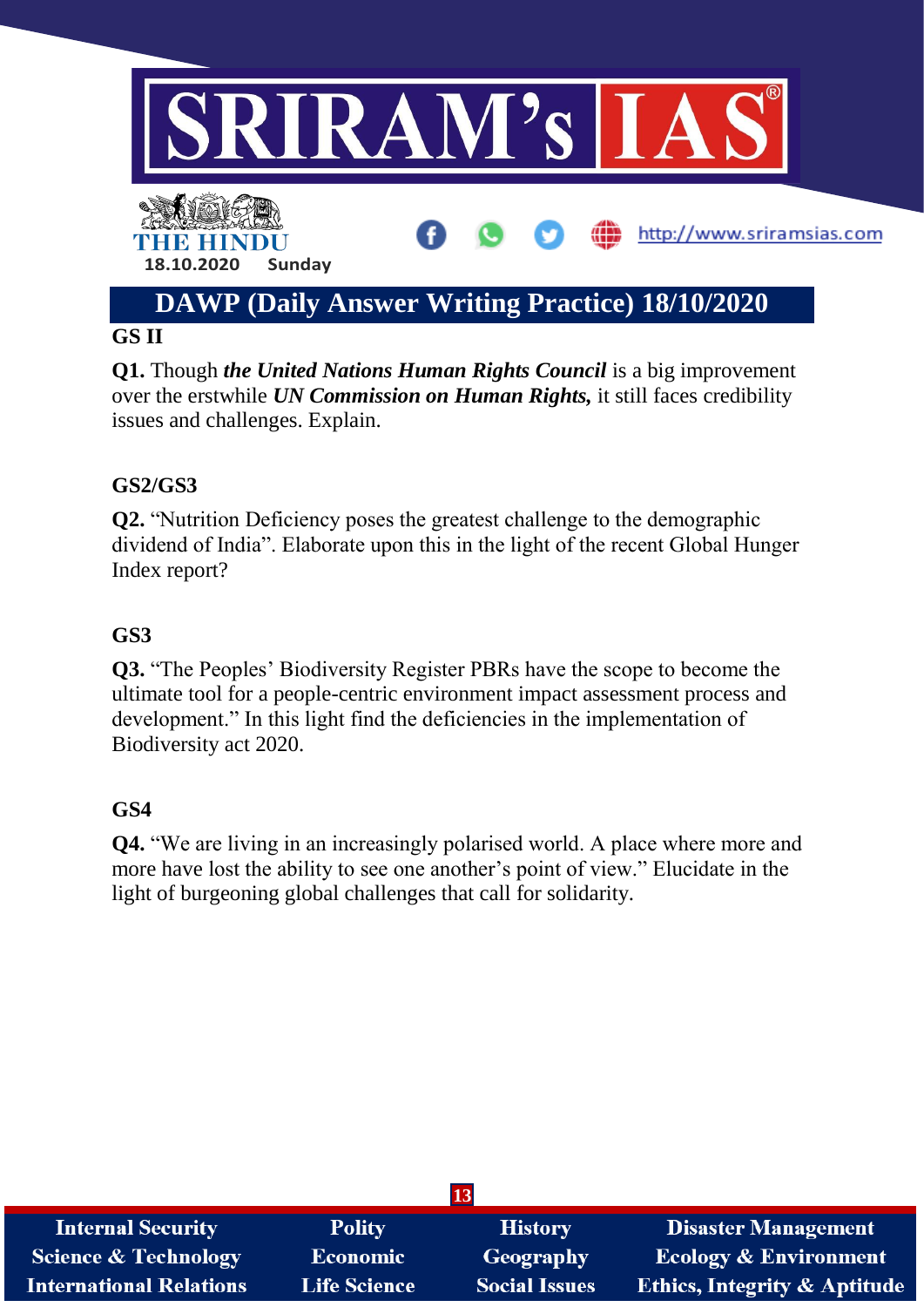# DAWP (Daily Answer Writing Practice) 18/10/2020

**GS II**

**Q1.** Though ***the United Nations Human Rights Council*** is a big improvement over the erstwhile ***UN Commission on Human Rights,*** it still faces credibility issues and challenges. Explain.

**GS2/GS3**

**Q2.** "Nutrition Deficiency poses the greatest challenge to the demographic dividend of India". Elaborate upon this in the light of the recent Global Hunger Index report?

**GS3**

**Q3.** "The Peoples' Biodiversity Register PBRs have the scope to become the ultimate tool for a people-centric environment impact assessment process and development." In this light find the deficiencies in the implementation of Biodiversity act 2020.

**GS4**

**Q4.** "We are living in an increasingly polarised world. A place where more and more have lost the ability to see one another's point of view." Elucidate in the light of burgeoning global challenges that call for solidarity.